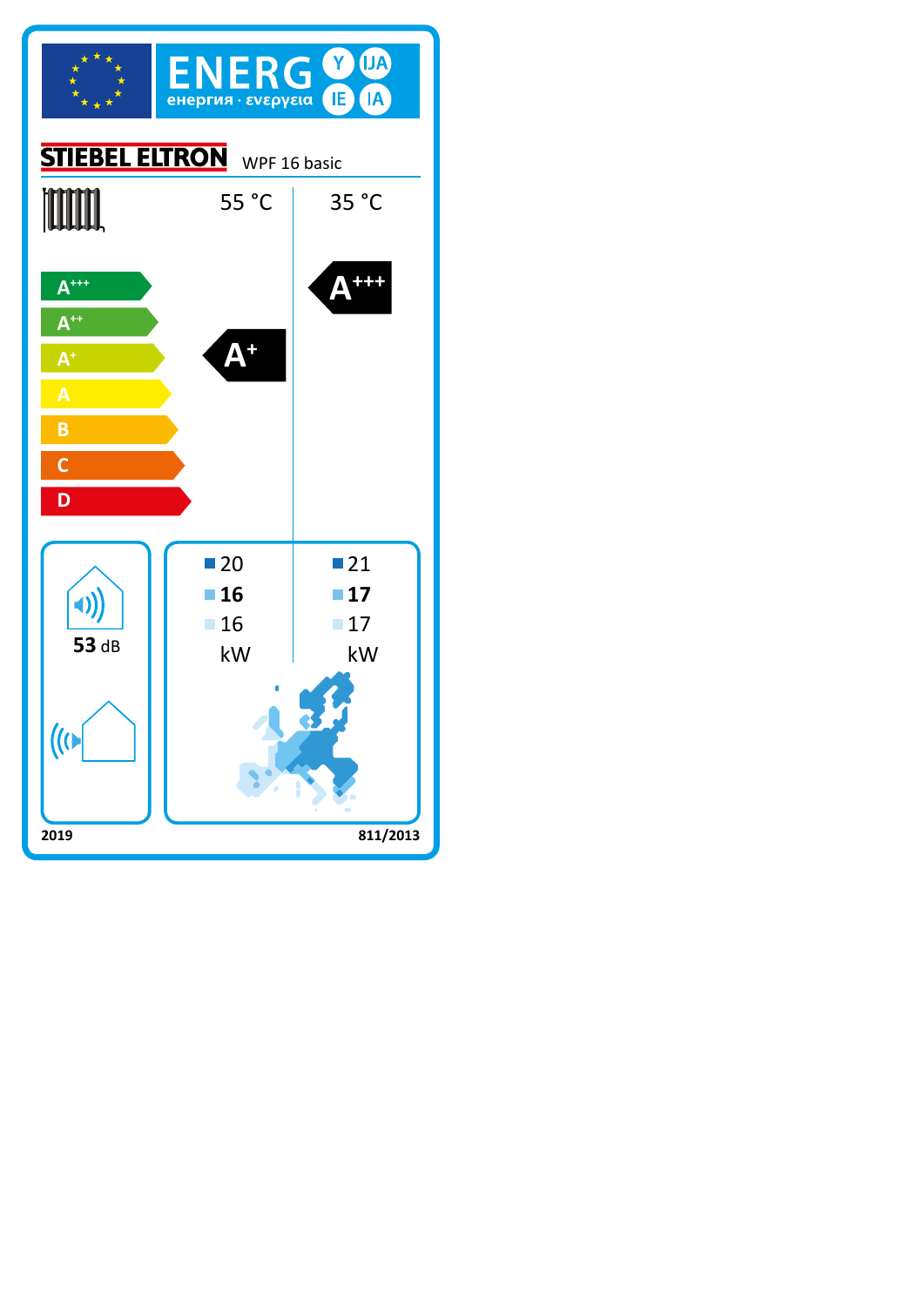ENERG Y IJA IE IA

енергия · ενεργεια

**STIEBEL ELTRON** WPF 16 basic

| | 55 °C | 35 °C |
|---|---|---|
| | A+ | A+++ |

A+++
A++
A+
A
B
C
D

53 dB

| | 55 °C | 35 °C |
|---|---|---|
| | 20 | 21 |
| | **16** | **17** |
| | 16 | 17 |
| | kW | kW |

2019

811/2013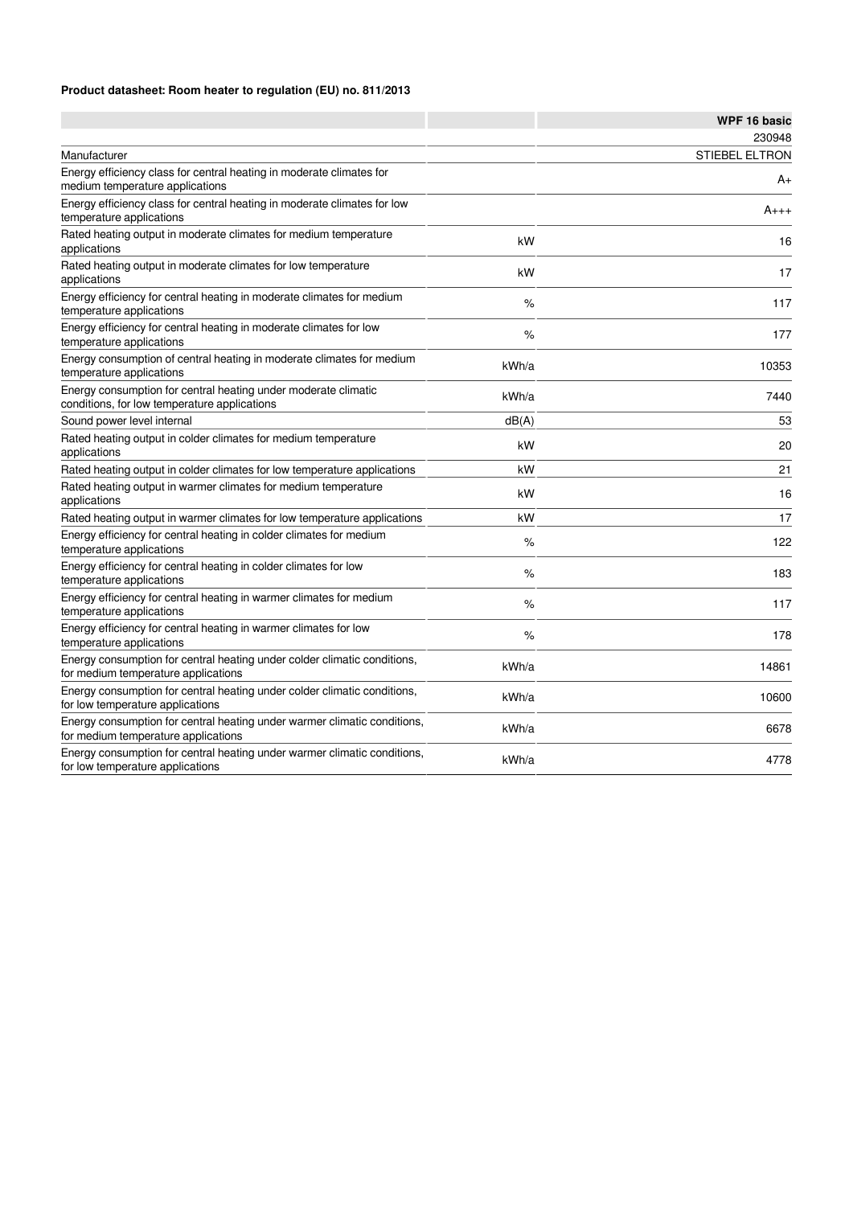**Product datasheet: Room heater to regulation (EU) no. 811/2013**

| | | WPF 16 basic |
|---|---|---|
| | | 230948 |
| Manufacturer | | STIEBEL ELTRON |
| Energy efficiency class for central heating in moderate climates for medium temperature applications | | A+ |
| Energy efficiency class for central heating in moderate climates for low temperature applications | | A+++ |
| Rated heating output in moderate climates for medium temperature applications | kW | 16 |
| Rated heating output in moderate climates for low temperature applications | kW | 17 |
| Energy efficiency for central heating in moderate climates for medium temperature applications | % | 117 |
| Energy efficiency for central heating in moderate climates for low temperature applications | % | 177 |
| Energy consumption of central heating in moderate climates for medium temperature applications | kWh/a | 10353 |
| Energy consumption for central heating under moderate climatic conditions, for low temperature applications | kWh/a | 7440 |
| Sound power level internal | dB(A) | 53 |
| Rated heating output in colder climates for medium temperature applications | kW | 20 |
| Rated heating output in colder climates for low temperature applications | kW | 21 |
| Rated heating output in warmer climates for medium temperature applications | kW | 16 |
| Rated heating output in warmer climates for low temperature applications | kW | 17 |
| Energy efficiency for central heating in colder climates for medium temperature applications | % | 122 |
| Energy efficiency for central heating in colder climates for low temperature applications | % | 183 |
| Energy efficiency for central heating in warmer climates for medium temperature applications | % | 117 |
| Energy efficiency for central heating in warmer climates for low temperature applications | % | 178 |
| Energy consumption for central heating under colder climatic conditions, for medium temperature applications | kWh/a | 14861 |
| Energy consumption for central heating under colder climatic conditions, for low temperature applications | kWh/a | 10600 |
| Energy consumption for central heating under warmer climatic conditions, for medium temperature applications | kWh/a | 6678 |
| Energy consumption for central heating under warmer climatic conditions, for low temperature applications | kWh/a | 4778 |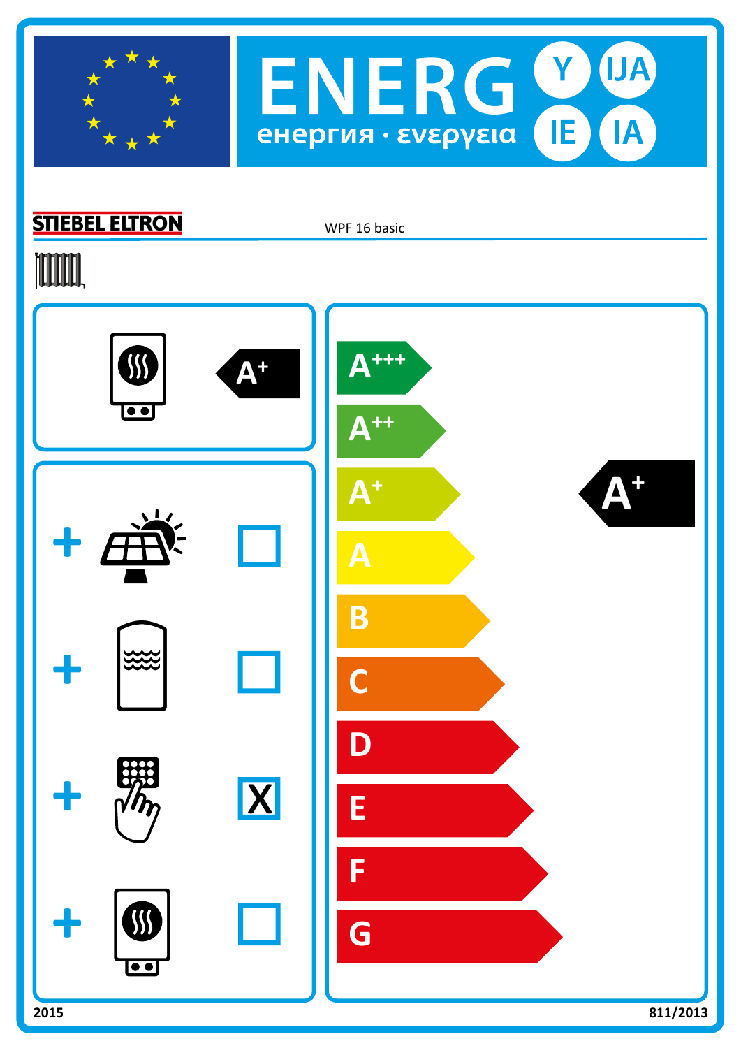ENERG Y IJA IE IA

енергия · ενεργεια

STIEBEL ELTRON

WPF 16 basic

A+

+ ☐

+ ☐

+ X

+ ☐

A+++
A++
A+
A
B
C
D
E
F
G

A+

2015

811/2013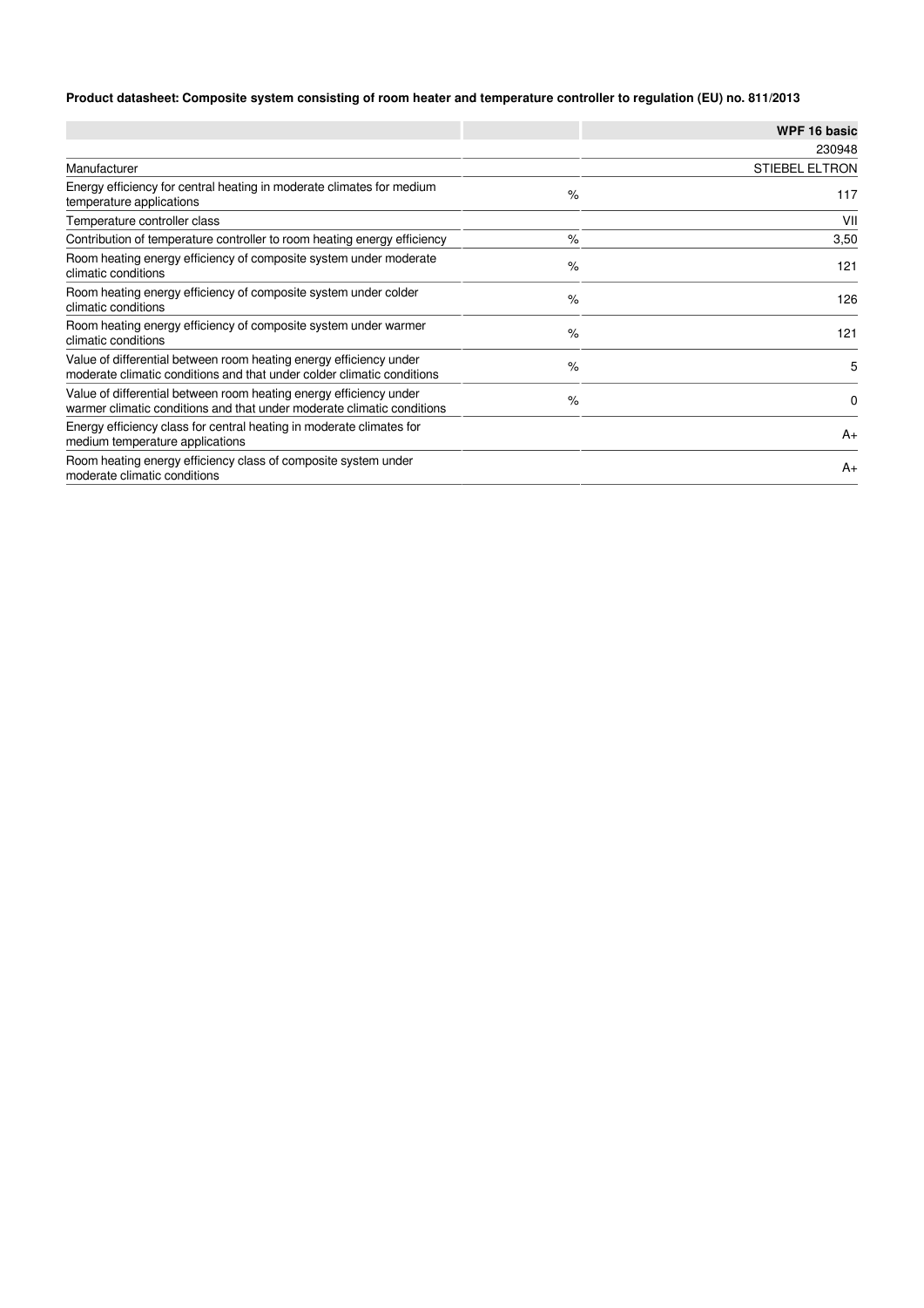**Product datasheet: Composite system consisting of room heater and temperature controller to regulation (EU) no. 811/2013**

| | | WPF 16 basic |
|---|---|---|
| | | 230948 |
| Manufacturer | | STIEBEL ELTRON |
| Energy efficiency for central heating in moderate climates for medium temperature applications | % | 117 |
| Temperature controller class | | VII |
| Contribution of temperature controller to room heating energy efficiency | % | 3,50 |
| Room heating energy efficiency of composite system under moderate climatic conditions | % | 121 |
| Room heating energy efficiency of composite system under colder climatic conditions | % | 126 |
| Room heating energy efficiency of composite system under warmer climatic conditions | % | 121 |
| Value of differential between room heating energy efficiency under moderate climatic conditions and that under colder climatic conditions | % | 5 |
| Value of differential between room heating energy efficiency under warmer climatic conditions and that under moderate climatic conditions | % | 0 |
| Energy efficiency class for central heating in moderate climates for medium temperature applications | | A+ |
| Room heating energy efficiency class of composite system under moderate climatic conditions | | A+ |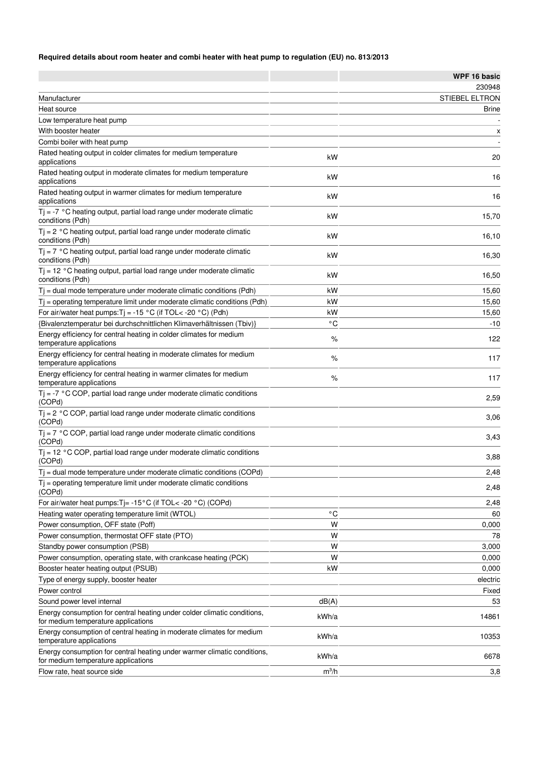**Required details about room heater and combi heater with heat pump to regulation (EU) no. 813/2013**

| | | WPF 16 basic |
|---|---|---|
| | | 230948 |
| Manufacturer | | STIEBEL ELTRON |
| Heat source | | Brine |
| Low temperature heat pump | | - |
| With booster heater | | x |
| Combi boiler with heat pump | | - |
| Rated heating output in colder climates for medium temperature applications | kW | 20 |
| Rated heating output in moderate climates for medium temperature applications | kW | 16 |
| Rated heating output in warmer climates for medium temperature applications | kW | 16 |
| Tj = -7 °C heating output, partial load range under moderate climatic conditions (Pdh) | kW | 15,70 |
| Tj = 2 °C heating output, partial load range under moderate climatic conditions (Pdh) | kW | 16,10 |
| Tj = 7 °C heating output, partial load range under moderate climatic conditions (Pdh) | kW | 16,30 |
| Tj = 12 °C heating output, partial load range under moderate climatic conditions (Pdh) | kW | 16,50 |
| Tj = dual mode temperature under moderate climatic conditions (Pdh) | kW | 15,60 |
| Tj = operating temperature limit under moderate climatic conditions (Pdh) | kW | 15,60 |
| For air/water heat pumps:Tj = -15 °C (if TOL< -20 °C) (Pdh) | kW | 15,60 |
| {Bivalenztemperatur bei durchschnittlichen Klimaverhältnissen (Tbiv)} | °C | -10 |
| Energy efficiency for central heating in colder climates for medium temperature applications | % | 122 |
| Energy efficiency for central heating in moderate climates for medium temperature applications | % | 117 |
| Energy efficiency for central heating in warmer climates for medium temperature applications | % | 117 |
| Tj = -7 °C COP, partial load range under moderate climatic conditions (COPd) | | 2,59 |
| Tj = 2 °C COP, partial load range under moderate climatic conditions (COPd) | | 3,06 |
| Tj = 7 °C COP, partial load range under moderate climatic conditions (COPd) | | 3,43 |
| Tj = 12 °C COP, partial load range under moderate climatic conditions (COPd) | | 3,88 |
| Tj = dual mode temperature under moderate climatic conditions (COPd) | | 2,48 |
| Tj = operating temperature limit under moderate climatic conditions (COPd) | | 2,48 |
| For air/water heat pumps:Tj= -15°C (if TOL< -20 °C) (COPd) | | 2,48 |
| Heating water operating temperature limit (WTOL) | °C | 60 |
| Power consumption, OFF state (Poff) | W | 0,000 |
| Power consumption, thermostat OFF state (PTO) | W | 78 |
| Standby power consumption (PSB) | W | 3,000 |
| Power consumption, operating state, with crankcase heating (PCK) | W | 0,000 |
| Booster heater heating output (PSUB) | kW | 0,000 |
| Type of energy supply, booster heater | | electric |
| Power control | | Fixed |
| Sound power level internal | dB(A) | 53 |
| Energy consumption for central heating under colder climatic conditions, for medium temperature applications | kWh/a | 14861 |
| Energy consumption of central heating in moderate climates for medium temperature applications | kWh/a | 10353 |
| Energy consumption for central heating under warmer climatic conditions, for medium temperature applications | kWh/a | 6678 |
| Flow rate, heat source side | $m^3/h$ | 3,8 |